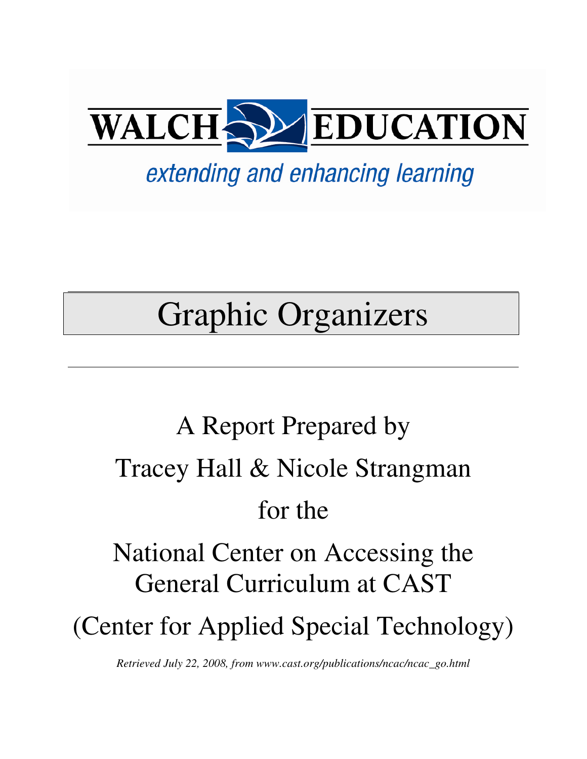WALCH EDUCATION

*extending and enhancing learning*

# Graphic Organizers

A Report Prepared by

Tracey Hall & Nicole Strangman

for the

National Center on Accessing the General Curriculum at CAST

(Center for Applied Special Technology)

*Retrieved July 22, 2008, from www.cast.org/publications/ncac/ncac_go.html*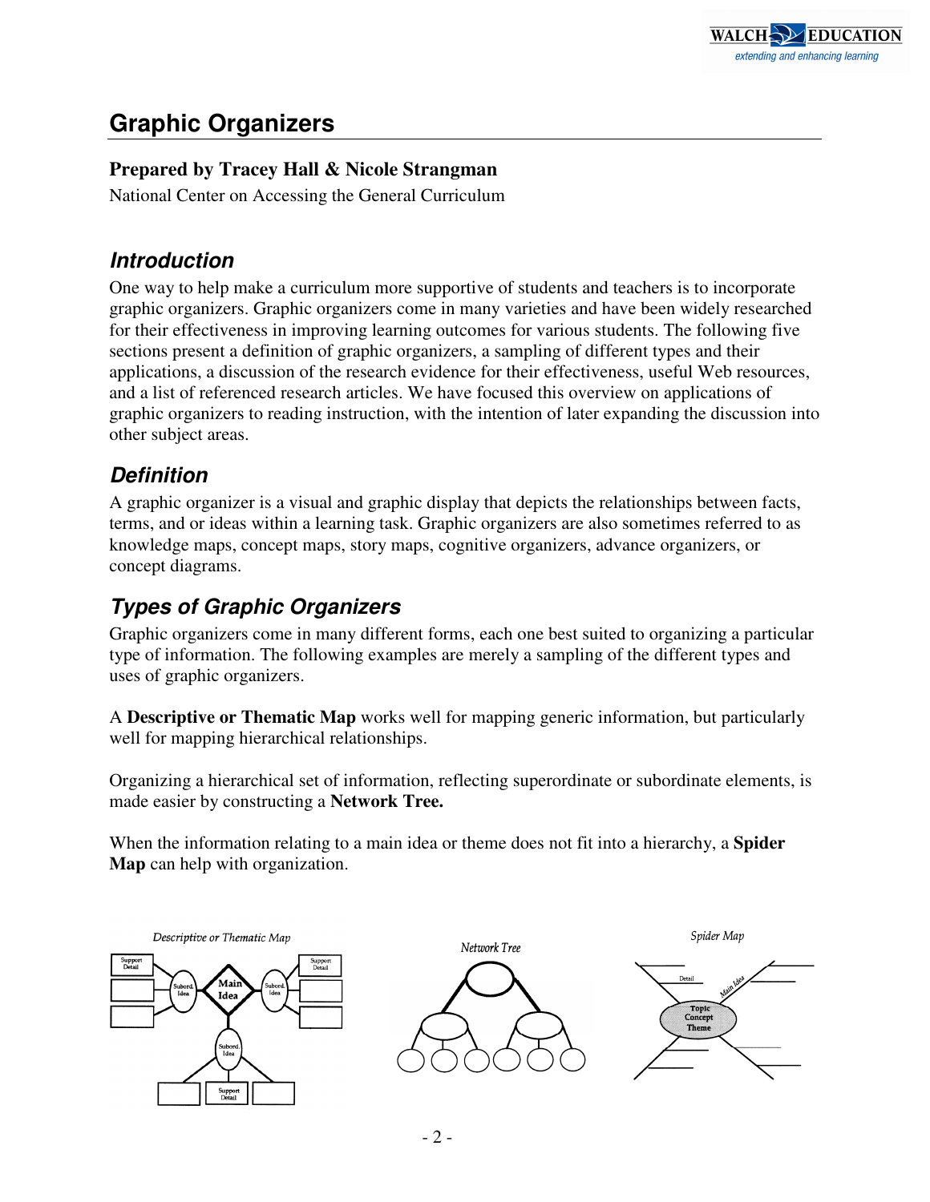# Graphic Organizers

**Prepared by Tracey Hall & Nicole Strangman**

National Center on Accessing the General Curriculum

## *Introduction*

One way to help make a curriculum more supportive of students and teachers is to incorporate graphic organizers. Graphic organizers come in many varieties and have been widely researched for their effectiveness in improving learning outcomes for various students. The following five sections present a definition of graphic organizers, a sampling of different types and their applications, a discussion of the research evidence for their effectiveness, useful Web resources, and a list of referenced research articles. We have focused this overview on applications of graphic organizers to reading instruction, with the intention of later expanding the discussion into other subject areas.

## *Definition*

A graphic organizer is a visual and graphic display that depicts the relationships between facts, terms, and or ideas within a learning task. Graphic organizers are also sometimes referred to as knowledge maps, concept maps, story maps, cognitive organizers, advance organizers, or concept diagrams.

## *Types of Graphic Organizers*

Graphic organizers come in many different forms, each one best suited to organizing a particular type of information. The following examples are merely a sampling of the different types and uses of graphic organizers.

A **Descriptive or Thematic Map** works well for mapping generic information, but particularly well for mapping hierarchical relationships.

Organizing a hierarchical set of information, reflecting superordinate or subordinate elements, is made easier by constructing a **Network Tree.**

When the information relating to a main idea or theme does not fit into a hierarchy, a **Spider Map** can help with organization.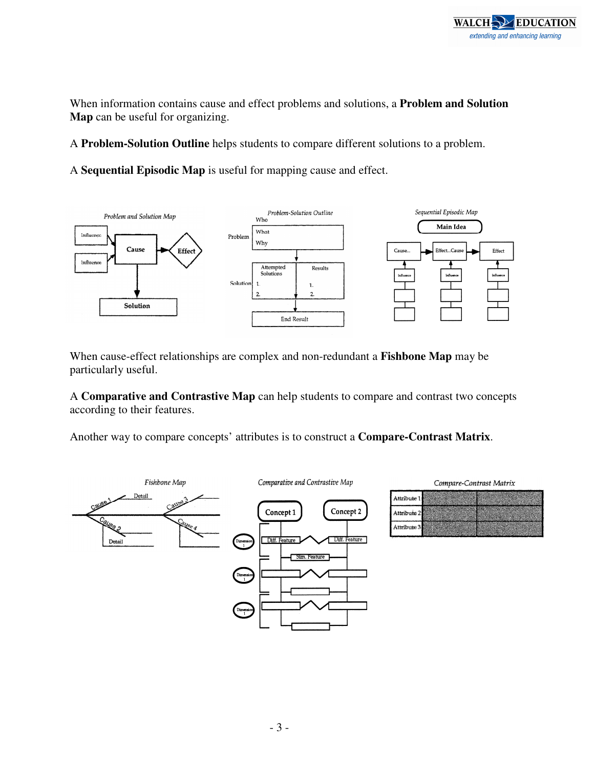When information contains cause and effect problems and solutions, a **Problem and Solution Map** can be useful for organizing.

A **Problem-Solution Outline** helps students to compare different solutions to a problem.

A **Sequential Episodic Map** is useful for mapping cause and effect.

When cause-effect relationships are complex and non-redundant a **Fishbone Map** may be particularly useful.

A **Comparative and Contrastive Map** can help students to compare and contrast two concepts according to their features.

Another way to compare concepts' attributes is to construct a **Compare-Contrast Matrix**.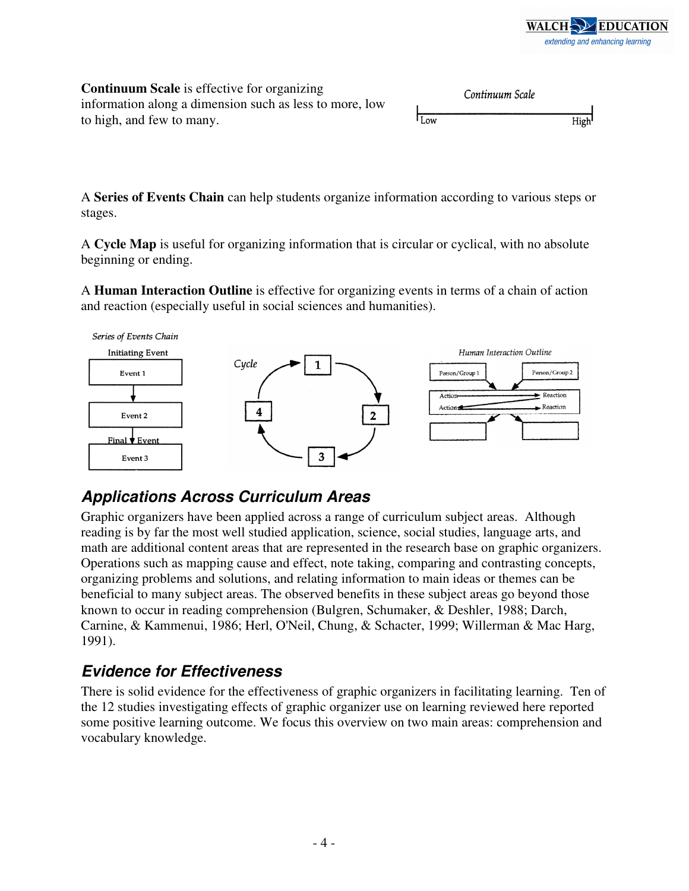**Continuum Scale** is effective for organizing information along a dimension such as less to more, low to high, and few to many.

Continuum Scale

Low High

A **Series of Events Chain** can help students organize information according to various steps or stages.

A **Cycle Map** is useful for organizing information that is circular or cyclical, with no absolute beginning or ending.

A **Human Interaction Outline** is effective for organizing events in terms of a chain of action and reaction (especially useful in social sciences and humanities).

Series of Events Chain

Initiating Event

Event 1

Event 2

Final Event

Event 3

Cycle

1 2 3 4

Human Interaction Outline

Person/Group 1 Person/Group 2

Action Reaction

Action Reaction

## Applications Across Curriculum Areas

Graphic organizers have been applied across a range of curriculum subject areas. Although reading is by far the most well studied application, science, social studies, language arts, and math are additional content areas that are represented in the research base on graphic organizers. Operations such as mapping cause and effect, note taking, comparing and contrasting concepts, organizing problems and solutions, and relating information to main ideas or themes can be beneficial to many subject areas. The observed benefits in these subject areas go beyond those known to occur in reading comprehension (Bulgren, Schumaker, & Deshler, 1988; Darch, Carnine, & Kammenui, 1986; Herl, O'Neil, Chung, & Schacter, 1999; Willerman & Mac Harg, 1991).

## Evidence for Effectiveness

There is solid evidence for the effectiveness of graphic organizers in facilitating learning. Ten of the 12 studies investigating effects of graphic organizer use on learning reviewed here reported some positive learning outcome. We focus this overview on two main areas: comprehension and vocabulary knowledge.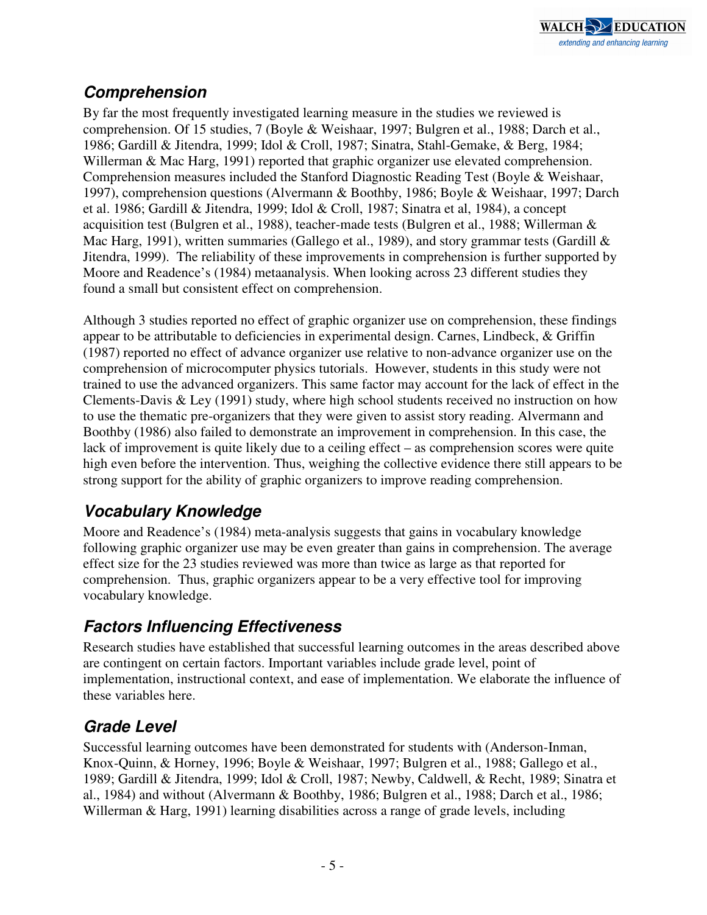## Comprehension

By far the most frequently investigated learning measure in the studies we reviewed is comprehension. Of 15 studies, 7 (Boyle & Weishaar, 1997; Bulgren et al., 1988; Darch et al., 1986; Gardill & Jitendra, 1999; Idol & Croll, 1987; Sinatra, Stahl-Gemake, & Berg, 1984; Willerman & Mac Harg, 1991) reported that graphic organizer use elevated comprehension. Comprehension measures included the Stanford Diagnostic Reading Test (Boyle & Weishaar, 1997), comprehension questions (Alvermann & Boothby, 1986; Boyle & Weishaar, 1997; Darch et al. 1986; Gardill & Jitendra, 1999; Idol & Croll, 1987; Sinatra et al, 1984), a concept acquisition test (Bulgren et al., 1988), teacher-made tests (Bulgren et al., 1988; Willerman & Mac Harg, 1991), written summaries (Gallego et al., 1989), and story grammar tests (Gardill & Jitendra, 1999). The reliability of these improvements in comprehension is further supported by Moore and Readence's (1984) metaanalysis. When looking across 23 different studies they found a small but consistent effect on comprehension.

Although 3 studies reported no effect of graphic organizer use on comprehension, these findings appear to be attributable to deficiencies in experimental design. Carnes, Lindbeck, & Griffin (1987) reported no effect of advance organizer use relative to non-advance organizer use on the comprehension of microcomputer physics tutorials. However, students in this study were not trained to use the advanced organizers. This same factor may account for the lack of effect in the Clements-Davis & Ley (1991) study, where high school students received no instruction on how to use the thematic pre-organizers that they were given to assist story reading. Alvermann and Boothby (1986) also failed to demonstrate an improvement in comprehension. In this case, the lack of improvement is quite likely due to a ceiling effect – as comprehension scores were quite high even before the intervention. Thus, weighing the collective evidence there still appears to be strong support for the ability of graphic organizers to improve reading comprehension.

## Vocabulary Knowledge

Moore and Readence's (1984) meta-analysis suggests that gains in vocabulary knowledge following graphic organizer use may be even greater than gains in comprehension. The average effect size for the 23 studies reviewed was more than twice as large as that reported for comprehension. Thus, graphic organizers appear to be a very effective tool for improving vocabulary knowledge.

## Factors Influencing Effectiveness

Research studies have established that successful learning outcomes in the areas described above are contingent on certain factors. Important variables include grade level, point of implementation, instructional context, and ease of implementation. We elaborate the influence of these variables here.

## Grade Level

Successful learning outcomes have been demonstrated for students with (Anderson-Inman, Knox-Quinn, & Horney, 1996; Boyle & Weishaar, 1997; Bulgren et al., 1988; Gallego et al., 1989; Gardill & Jitendra, 1999; Idol & Croll, 1987; Newby, Caldwell, & Recht, 1989; Sinatra et al., 1984) and without (Alvermann & Boothby, 1986; Bulgren et al., 1988; Darch et al., 1986; Willerman & Harg, 1991) learning disabilities across a range of grade levels, including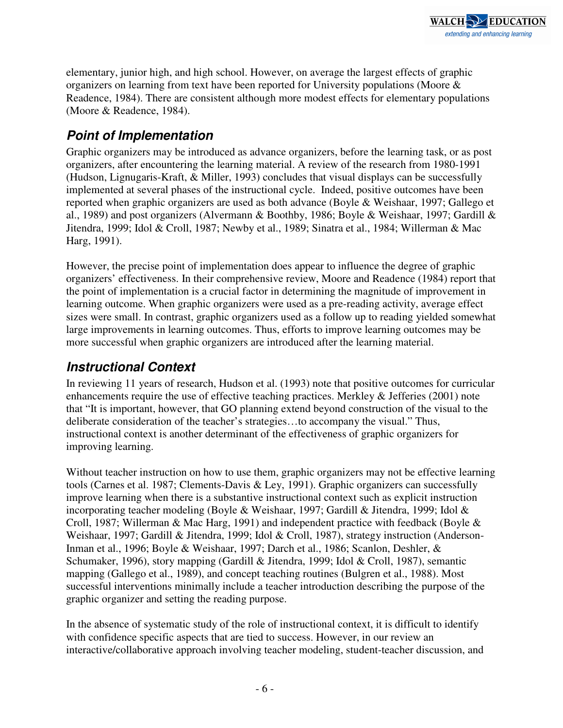elementary, junior high, and high school. However, on average the largest effects of graphic organizers on learning from text have been reported for University populations (Moore & Readence, 1984). There are consistent although more modest effects for elementary populations (Moore & Readence, 1984).

## *Point of Implementation*

Graphic organizers may be introduced as advance organizers, before the learning task, or as post organizers, after encountering the learning material. A review of the research from 1980-1991 (Hudson, Lignugaris-Kraft, & Miller, 1993) concludes that visual displays can be successfully implemented at several phases of the instructional cycle. Indeed, positive outcomes have been reported when graphic organizers are used as both advance (Boyle & Weishaar, 1997; Gallego et al., 1989) and post organizers (Alvermann & Boothby, 1986; Boyle & Weishaar, 1997; Gardill & Jitendra, 1999; Idol & Croll, 1987; Newby et al., 1989; Sinatra et al., 1984; Willerman & Mac Harg, 1991).

However, the precise point of implementation does appear to influence the degree of graphic organizers' effectiveness. In their comprehensive review, Moore and Readence (1984) report that the point of implementation is a crucial factor in determining the magnitude of improvement in learning outcome. When graphic organizers were used as a pre-reading activity, average effect sizes were small. In contrast, graphic organizers used as a follow up to reading yielded somewhat large improvements in learning outcomes. Thus, efforts to improve learning outcomes may be more successful when graphic organizers are introduced after the learning material.

## *Instructional Context*

In reviewing 11 years of research, Hudson et al. (1993) note that positive outcomes for curricular enhancements require the use of effective teaching practices. Merkley & Jefferies (2001) note that "It is important, however, that GO planning extend beyond construction of the visual to the deliberate consideration of the teacher's strategies…to accompany the visual." Thus, instructional context is another determinant of the effectiveness of graphic organizers for improving learning.

Without teacher instruction on how to use them, graphic organizers may not be effective learning tools (Carnes et al. 1987; Clements-Davis & Ley, 1991). Graphic organizers can successfully improve learning when there is a substantive instructional context such as explicit instruction incorporating teacher modeling (Boyle & Weishaar, 1997; Gardill & Jitendra, 1999; Idol & Croll, 1987; Willerman & Mac Harg, 1991) and independent practice with feedback (Boyle & Weishaar, 1997; Gardill & Jitendra, 1999; Idol & Croll, 1987), strategy instruction (Anderson-Inman et al., 1996; Boyle & Weishaar, 1997; Darch et al., 1986; Scanlon, Deshler, & Schumaker, 1996), story mapping (Gardill & Jitendra, 1999; Idol & Croll, 1987), semantic mapping (Gallego et al., 1989), and concept teaching routines (Bulgren et al., 1988). Most successful interventions minimally include a teacher introduction describing the purpose of the graphic organizer and setting the reading purpose.

In the absence of systematic study of the role of instructional context, it is difficult to identify with confidence specific aspects that are tied to success. However, in our review an interactive/collaborative approach involving teacher modeling, student-teacher discussion, and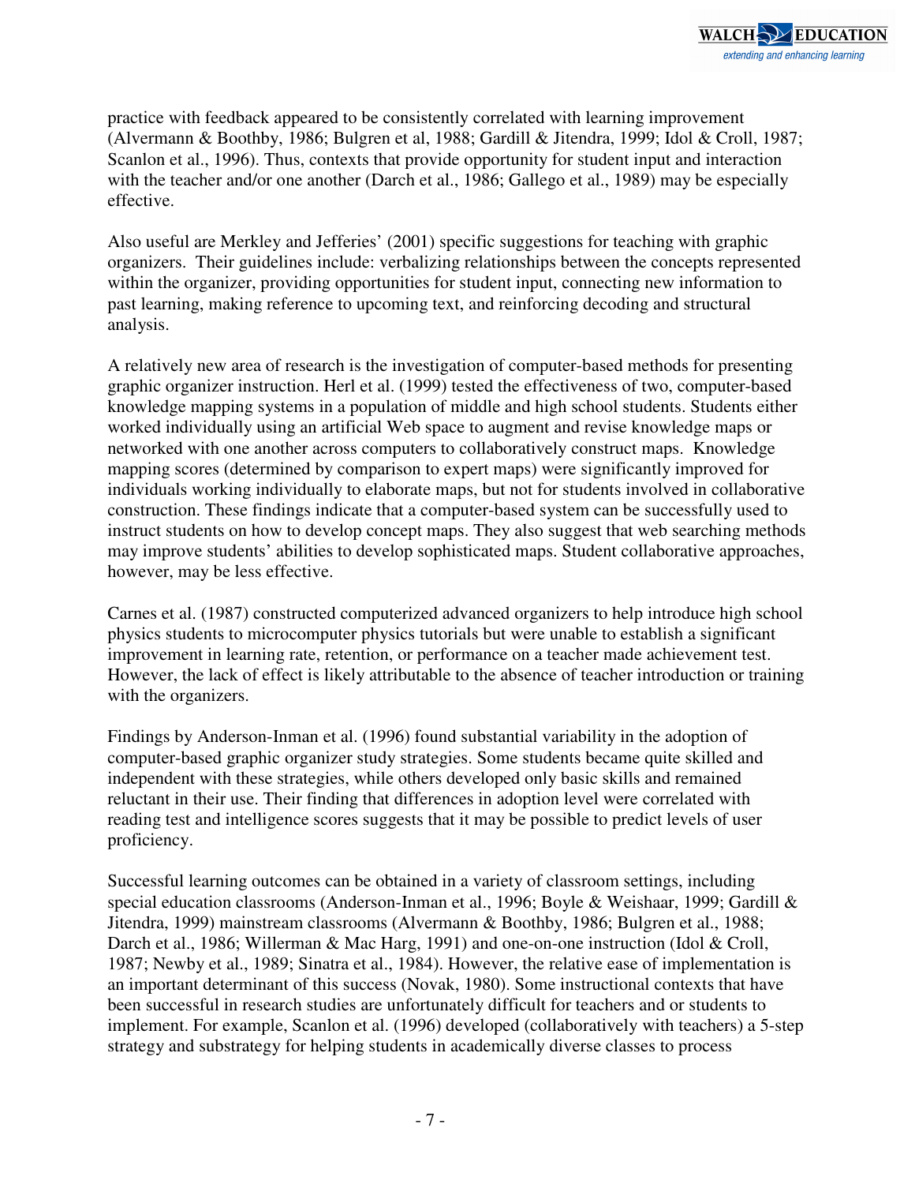practice with feedback appeared to be consistently correlated with learning improvement (Alvermann & Boothby, 1986; Bulgren et al, 1988; Gardill & Jitendra, 1999; Idol & Croll, 1987; Scanlon et al., 1996). Thus, contexts that provide opportunity for student input and interaction with the teacher and/or one another (Darch et al., 1986; Gallego et al., 1989) may be especially effective.

Also useful are Merkley and Jefferies' (2001) specific suggestions for teaching with graphic organizers. Their guidelines include: verbalizing relationships between the concepts represented within the organizer, providing opportunities for student input, connecting new information to past learning, making reference to upcoming text, and reinforcing decoding and structural analysis.

A relatively new area of research is the investigation of computer-based methods for presenting graphic organizer instruction. Herl et al. (1999) tested the effectiveness of two, computer-based knowledge mapping systems in a population of middle and high school students. Students either worked individually using an artificial Web space to augment and revise knowledge maps or networked with one another across computers to collaboratively construct maps. Knowledge mapping scores (determined by comparison to expert maps) were significantly improved for individuals working individually to elaborate maps, but not for students involved in collaborative construction. These findings indicate that a computer-based system can be successfully used to instruct students on how to develop concept maps. They also suggest that web searching methods may improve students' abilities to develop sophisticated maps. Student collaborative approaches, however, may be less effective.

Carnes et al. (1987) constructed computerized advanced organizers to help introduce high school physics students to microcomputer physics tutorials but were unable to establish a significant improvement in learning rate, retention, or performance on a teacher made achievement test. However, the lack of effect is likely attributable to the absence of teacher introduction or training with the organizers.

Findings by Anderson-Inman et al. (1996) found substantial variability in the adoption of computer-based graphic organizer study strategies. Some students became quite skilled and independent with these strategies, while others developed only basic skills and remained reluctant in their use. Their finding that differences in adoption level were correlated with reading test and intelligence scores suggests that it may be possible to predict levels of user proficiency.

Successful learning outcomes can be obtained in a variety of classroom settings, including special education classrooms (Anderson-Inman et al., 1996; Boyle & Weishaar, 1999; Gardill & Jitendra, 1999) mainstream classrooms (Alvermann & Boothby, 1986; Bulgren et al., 1988; Darch et al., 1986; Willerman & Mac Harg, 1991) and one-on-one instruction (Idol & Croll, 1987; Newby et al., 1989; Sinatra et al., 1984). However, the relative ease of implementation is an important determinant of this success (Novak, 1980). Some instructional contexts that have been successful in research studies are unfortunately difficult for teachers and or students to implement. For example, Scanlon et al. (1996) developed (collaboratively with teachers) a 5-step strategy and substrategy for helping students in academically diverse classes to process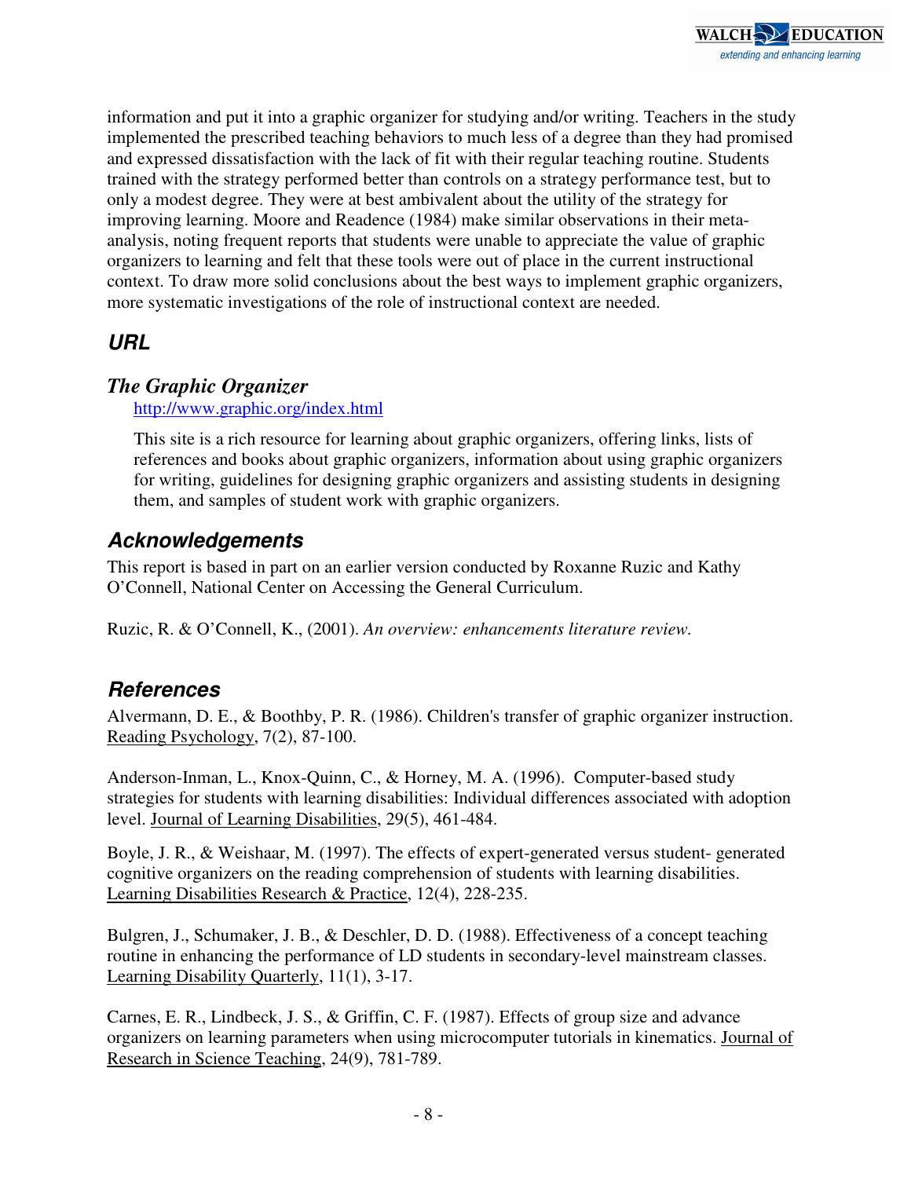information and put it into a graphic organizer for studying and/or writing. Teachers in the study implemented the prescribed teaching behaviors to much less of a degree than they had promised and expressed dissatisfaction with the lack of fit with their regular teaching routine. Students trained with the strategy performed better than controls on a strategy performance test, but to only a modest degree. They were at best ambivalent about the utility of the strategy for improving learning. Moore and Readence (1984) make similar observations in their meta-analysis, noting frequent reports that students were unable to appreciate the value of graphic organizers to learning and felt that these tools were out of place in the current instructional context. To draw more solid conclusions about the best ways to implement graphic organizers, more systematic investigations of the role of instructional context are needed.

## URL

### *The Graphic Organizer*

http://www.graphic.org/index.html

This site is a rich resource for learning about graphic organizers, offering links, lists of references and books about graphic organizers, information about using graphic organizers for writing, guidelines for designing graphic organizers and assisting students in designing them, and samples of student work with graphic organizers.

## Acknowledgements

This report is based in part on an earlier version conducted by Roxanne Ruzic and Kathy O'Connell, National Center on Accessing the General Curriculum.

Ruzic, R. & O'Connell, K., (2001). *An overview: enhancements literature review.*

## References

Alvermann, D. E., & Boothby, P. R. (1986). Children's transfer of graphic organizer instruction. Reading Psychology, 7(2), 87-100.

Anderson-Inman, L., Knox-Quinn, C., & Horney, M. A. (1996). Computer-based study strategies for students with learning disabilities: Individual differences associated with adoption level. Journal of Learning Disabilities, 29(5), 461-484.

Boyle, J. R., & Weishaar, M. (1997). The effects of expert-generated versus student- generated cognitive organizers on the reading comprehension of students with learning disabilities. Learning Disabilities Research & Practice, 12(4), 228-235.

Bulgren, J., Schumaker, J. B., & Deschler, D. D. (1988). Effectiveness of a concept teaching routine in enhancing the performance of LD students in secondary-level mainstream classes. Learning Disability Quarterly, 11(1), 3-17.

Carnes, E. R., Lindbeck, J. S., & Griffin, C. F. (1987). Effects of group size and advance organizers on learning parameters when using microcomputer tutorials in kinematics. Journal of Research in Science Teaching, 24(9), 781-789.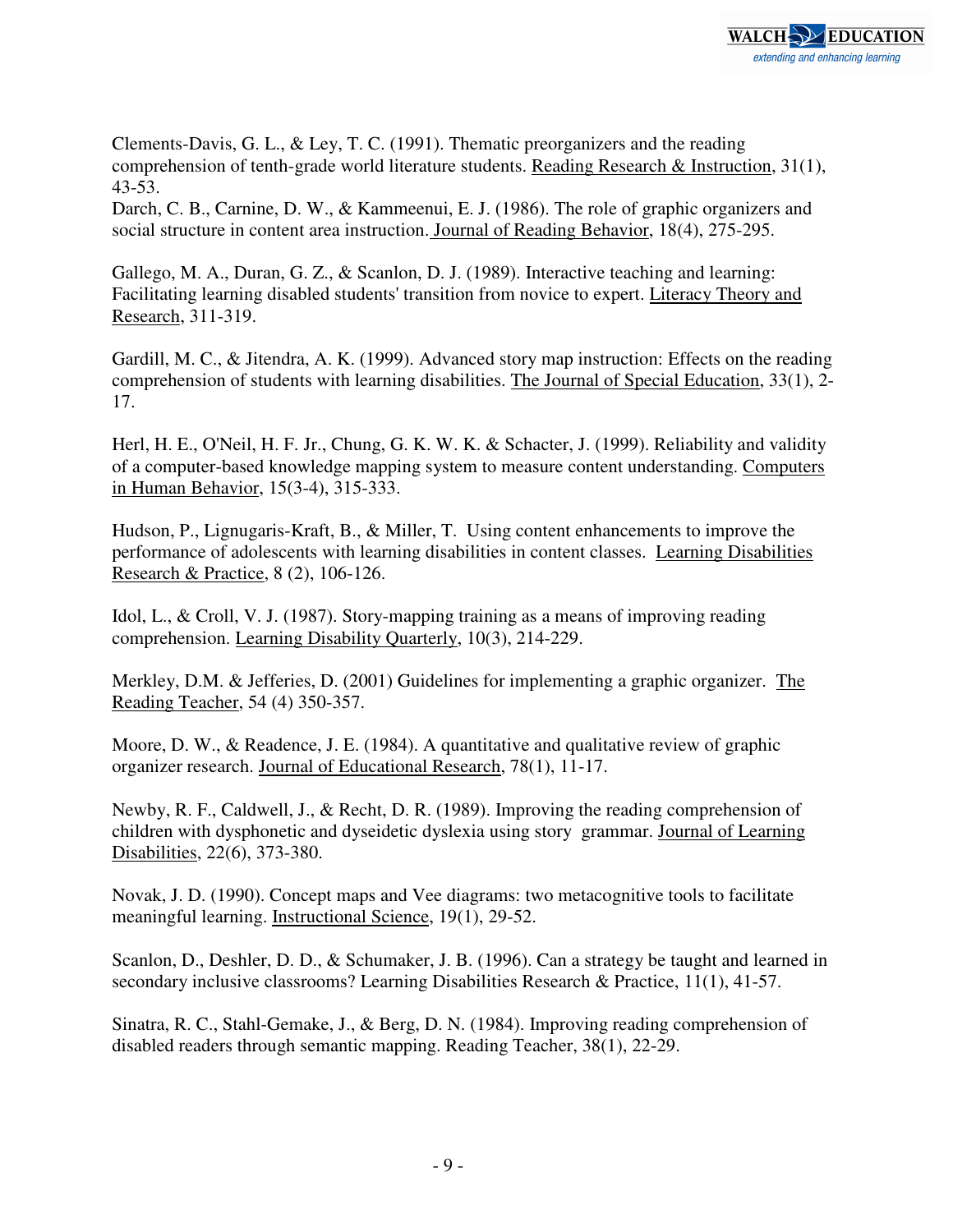Clements-Davis, G. L., & Ley, T. C. (1991). Thematic preorganizers and the reading comprehension of tenth-grade world literature students. Reading Research & Instruction, 31(1), 43-53.

Darch, C. B., Carnine, D. W., & Kammeenui, E. J. (1986). The role of graphic organizers and social structure in content area instruction. Journal of Reading Behavior, 18(4), 275-295.

Gallego, M. A., Duran, G. Z., & Scanlon, D. J. (1989). Interactive teaching and learning: Facilitating learning disabled students' transition from novice to expert. Literacy Theory and Research, 311-319.

Gardill, M. C., & Jitendra, A. K. (1999). Advanced story map instruction: Effects on the reading comprehension of students with learning disabilities. The Journal of Special Education, 33(1), 2-17.

Herl, H. E., O'Neil, H. F. Jr., Chung, G. K. W. K. & Schacter, J. (1999). Reliability and validity of a computer-based knowledge mapping system to measure content understanding. Computers in Human Behavior, 15(3-4), 315-333.

Hudson, P., Lignugaris-Kraft, B., & Miller, T. Using content enhancements to improve the performance of adolescents with learning disabilities in content classes. Learning Disabilities Research & Practice, 8 (2), 106-126.

Idol, L., & Croll, V. J. (1987). Story-mapping training as a means of improving reading comprehension. Learning Disability Quarterly, 10(3), 214-229.

Merkley, D.M. & Jefferies, D. (2001) Guidelines for implementing a graphic organizer. The Reading Teacher, 54 (4) 350-357.

Moore, D. W., & Readence, J. E. (1984). A quantitative and qualitative review of graphic organizer research. Journal of Educational Research, 78(1), 11-17.

Newby, R. F., Caldwell, J., & Recht, D. R. (1989). Improving the reading comprehension of children with dysphonetic and dyseidetic dyslexia using story grammar. Journal of Learning Disabilities, 22(6), 373-380.

Novak, J. D. (1990). Concept maps and Vee diagrams: two metacognitive tools to facilitate meaningful learning. Instructional Science, 19(1), 29-52.

Scanlon, D., Deshler, D. D., & Schumaker, J. B. (1996). Can a strategy be taught and learned in secondary inclusive classrooms? Learning Disabilities Research & Practice, 11(1), 41-57.

Sinatra, R. C., Stahl-Gemake, J., & Berg, D. N. (1984). Improving reading comprehension of disabled readers through semantic mapping. Reading Teacher, 38(1), 22-29.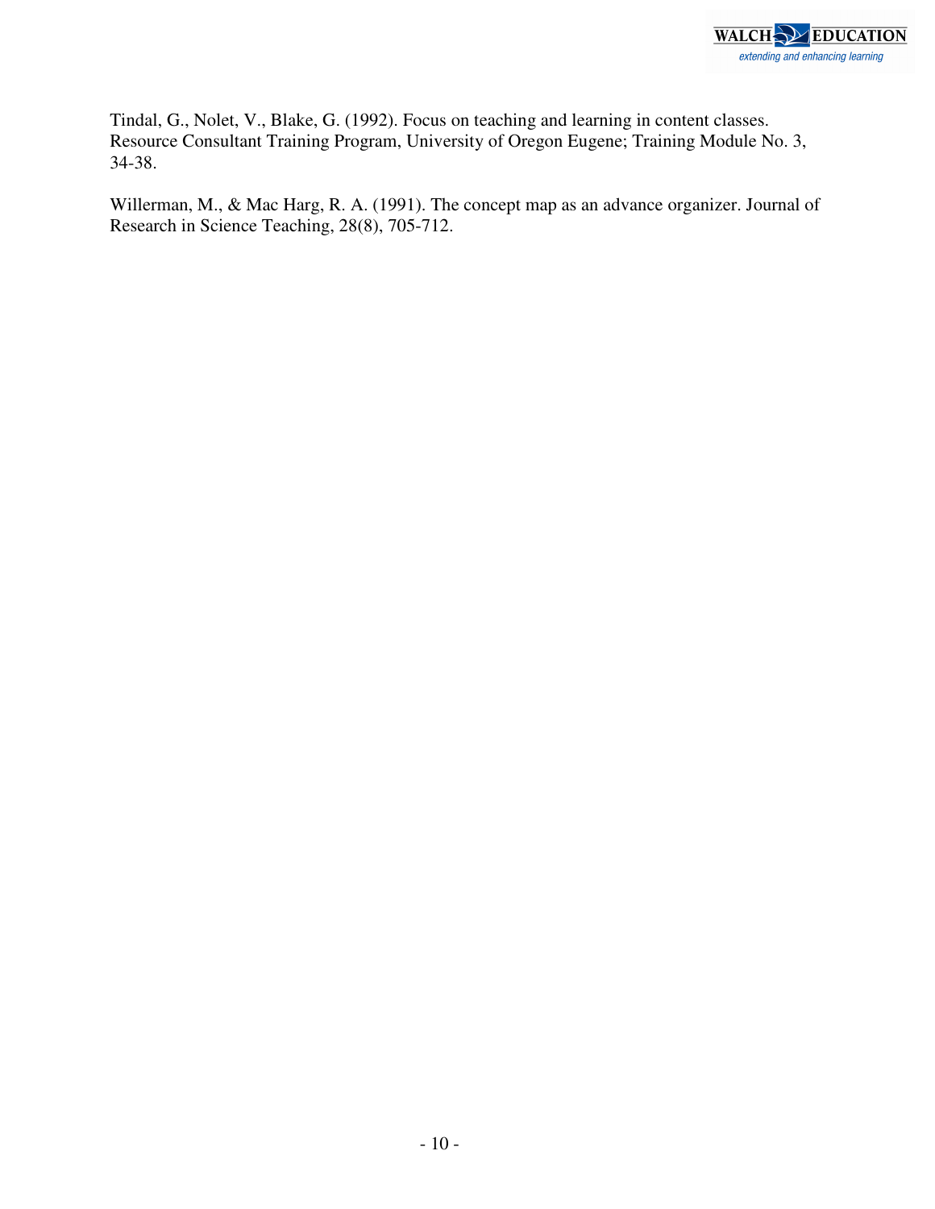Tindal, G., Nolet, V., Blake, G. (1992). Focus on teaching and learning in content classes. Resource Consultant Training Program, University of Oregon Eugene; Training Module No. 3, 34-38.

Willerman, M., & Mac Harg, R. A. (1991). The concept map as an advance organizer. Journal of Research in Science Teaching, 28(8), 705-712.